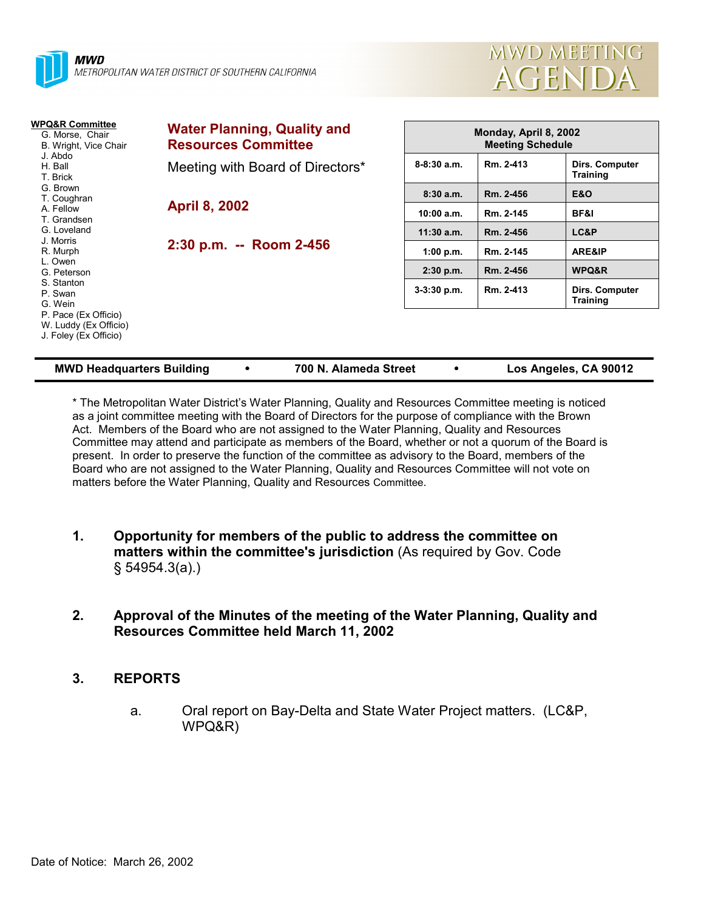**MWD**
*METROPOLITAN WATER DISTRICT OF SOUTHERN CALIFORNIA*

# MWD MEETING AGENDA

**WPQ&R Committee**
G. Morse, Chair
B. Wright, Vice Chair
J. Abdo
H. Ball
T. Brick
G. Brown
T. Coughran
A. Fellow
T. Grandsen
G. Loveland
J. Morris
R. Murph
L. Owen
G. Peterson
S. Stanton
P. Swan
G. Wein
P. Pace (Ex Officio)
W. Luddy (Ex Officio)
J. Foley (Ex Officio)

## Water Planning, Quality and Resources Committee

Meeting with Board of Directors*

**April 8, 2002**

**2:30 p.m. -- Room 2-456**

| Monday, April 8, 2002 Meeting Schedule | | |
|---|---|---|
| 8-8:30 a.m. | Rm. 2-413 | Dirs. Computer Training |
| 8:30 a.m. | Rm. 2-456 | E&O |
| 10:00 a.m. | Rm. 2-145 | BF&I |
| 11:30 a.m. | Rm. 2-456 | LC&P |
| 1:00 p.m. | Rm. 2-145 | ARE&IP |
| 2:30 p.m. | Rm. 2-456 | WPQ&R |
| 3-3:30 p.m. | Rm. 2-413 | Dirs. Computer Training |

**MWD Headquarters Building • 700 N. Alameda Street • Los Angeles, CA 90012**

* The Metropolitan Water District's Water Planning, Quality and Resources Committee meeting is noticed as a joint committee meeting with the Board of Directors for the purpose of compliance with the Brown Act. Members of the Board who are not assigned to the Water Planning, Quality and Resources Committee may attend and participate as members of the Board, whether or not a quorum of the Board is present. In order to preserve the function of the committee as advisory to the Board, members of the Board who are not assigned to the Water Planning, Quality and Resources Committee will not vote on matters before the Water Planning, Quality and Resources Committee.

1. **Opportunity for members of the public to address the committee on matters within the committee's jurisdiction** (As required by Gov. Code § 54954.3(a).)

2. **Approval of the Minutes of the meeting of the Water Planning, Quality and Resources Committee held March 11, 2002**

3. **REPORTS**

   a. Oral report on Bay-Delta and State Water Project matters. (LC&P, WPQ&R)

Date of Notice: March 26, 2002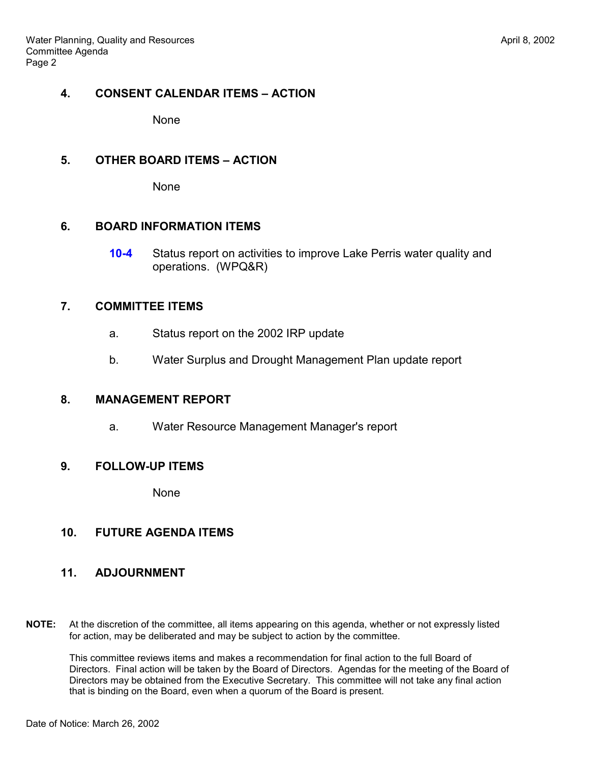## 4. CONSENT CALENDAR ITEMS – ACTION

None

## 5. OTHER BOARD ITEMS – ACTION

None

## 6. BOARD INFORMATION ITEMS

**10-4** Status report on activities to improve Lake Perris water quality and operations. (WPQ&R)

## 7. COMMITTEE ITEMS

a. Status report on the 2002 IRP update

b. Water Surplus and Drought Management Plan update report

## 8. MANAGEMENT REPORT

a. Water Resource Management Manager's report

## 9. FOLLOW-UP ITEMS

None

## 10. FUTURE AGENDA ITEMS

## 11. ADJOURNMENT

**NOTE:** At the discretion of the committee, all items appearing on this agenda, whether or not expressly listed for action, may be deliberated and may be subject to action by the committee.

This committee reviews items and makes a recommendation for final action to the full Board of Directors. Final action will be taken by the Board of Directors. Agendas for the meeting of the Board of Directors may be obtained from the Executive Secretary. This committee will not take any final action that is binding on the Board, even when a quorum of the Board is present.

Date of Notice: March 26, 2002